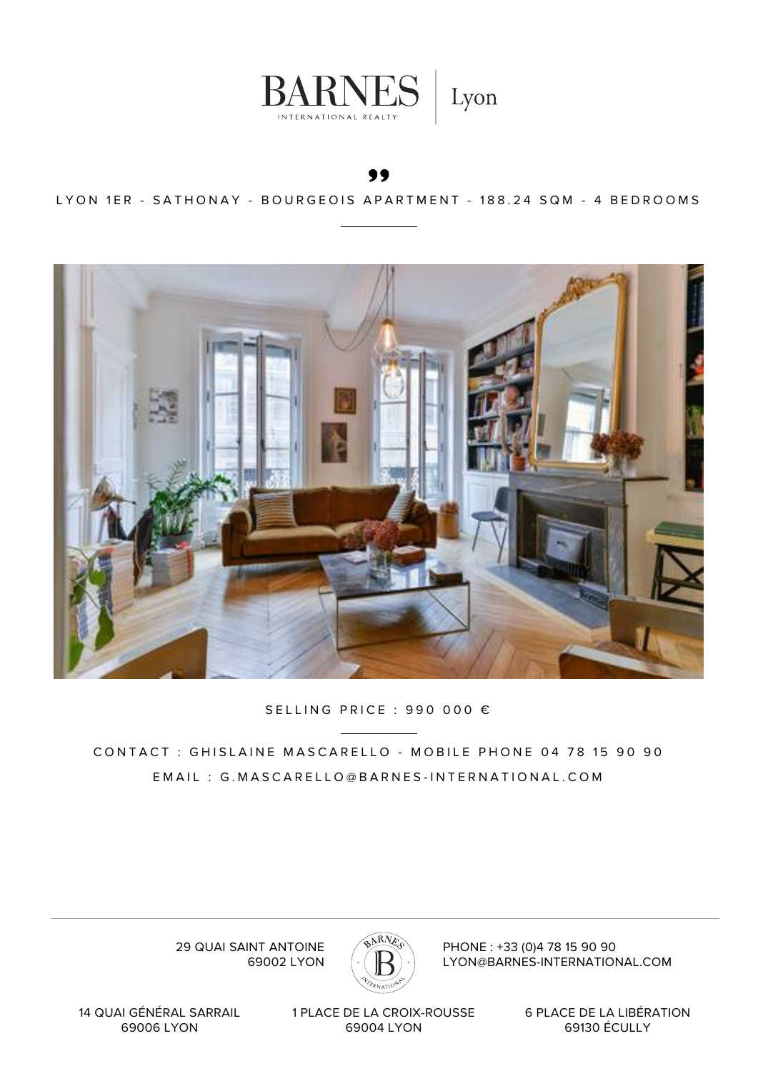# BARNES | Lyon

INTERNATIONAL REALTY

LYON 1ER - SATHONAY - BOURGEOIS APARTMENT - 188.24 SQM - 4 BEDROOMS

SELLING PRICE : 990 000 €

CONTACT : GHISLAINE MASCARELLO - MOBILE PHONE 04 78 15 90 90

EMAIL : G.MASCARELLO@BARNES-INTERNATIONAL.COM

29 QUAI SAINT ANTOINE
69002 LYON

PHONE : +33 (0)4 78 15 90 90
LYON@BARNES-INTERNATIONAL.COM

14 QUAI GÉNÉRAL SARRAIL
69006 LYON

1 PLACE DE LA CROIX-ROUSSE
69004 LYON

6 PLACE DE LA LIBÉRATION
69130 ÉCULLY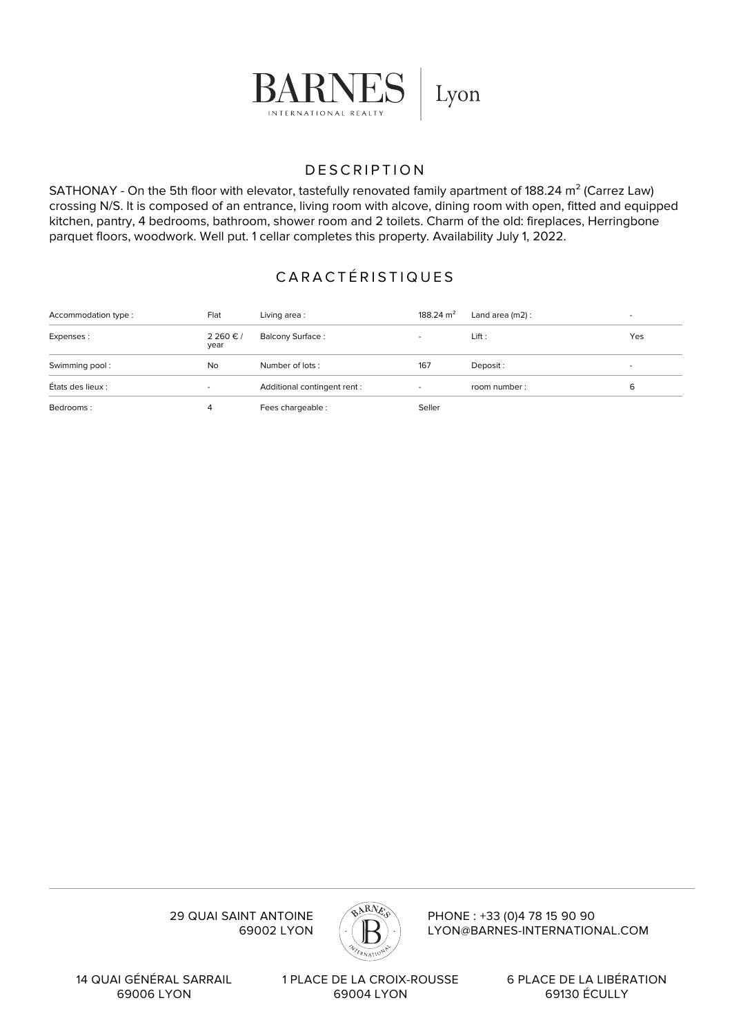# BARNES INTERNATIONAL REALTY | Lyon

## DESCRIPTION

SATHONAY - On the 5th floor with elevator, tastefully renovated family apartment of 188.24 m² (Carrez Law) crossing N/S. It is composed of an entrance, living room with alcove, dining room with open, fitted and equipped kitchen, pantry, 4 bedrooms, bathroom, shower room and 2 toilets. Charm of the old: fireplaces, Herringbone parquet floors, woodwork. Well put. 1 cellar completes this property. Availability July 1, 2022.

## CARACTÉRISTIQUES

| | | | | | |
|---|---|---|---|---|---|
| Accommodation type : | Flat | Living area : | 188.24 m² | Land area (m2) : | - |
| Expenses : | 2 260 € / year | Balcony Surface : | - | Lift : | Yes |
| Swimming pool : | No | Number of lots : | 167 | Deposit : | - |
| États des lieux : | - | Additional contingent rent : | - | room number : | 6 |
| Bedrooms : | 4 | Fees chargeable : | Seller | | |

29 QUAI SAINT ANTOINE
69002 LYON

PHONE : +33 (0)4 78 15 90 90
LYON@BARNES-INTERNATIONAL.COM

14 QUAI GÉNÉRAL SARRAIL
69006 LYON

1 PLACE DE LA CROIX-ROUSSE
69004 LYON

6 PLACE DE LA LIBÉRATION
69130 ÉCULLY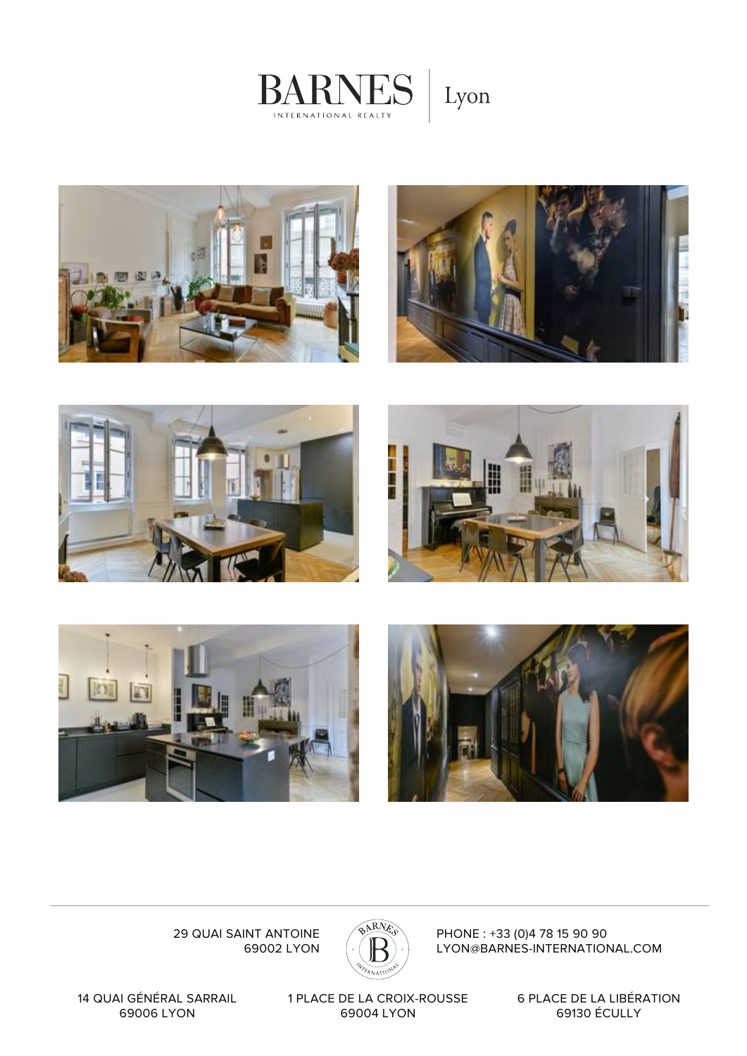BARNES | Lyon

INTERNATIONAL REALTY

29 QUAI SAINT ANTOINE
69002 LYON

PHONE : +33 (0)4 78 15 90 90
LYON@BARNES-INTERNATIONAL.COM

14 QUAI GÉNÉRAL SARRAIL
69006 LYON

1 PLACE DE LA CROIX-ROUSSE
69004 LYON

6 PLACE DE LA LIBÉRATION
69130 ÉCULLY